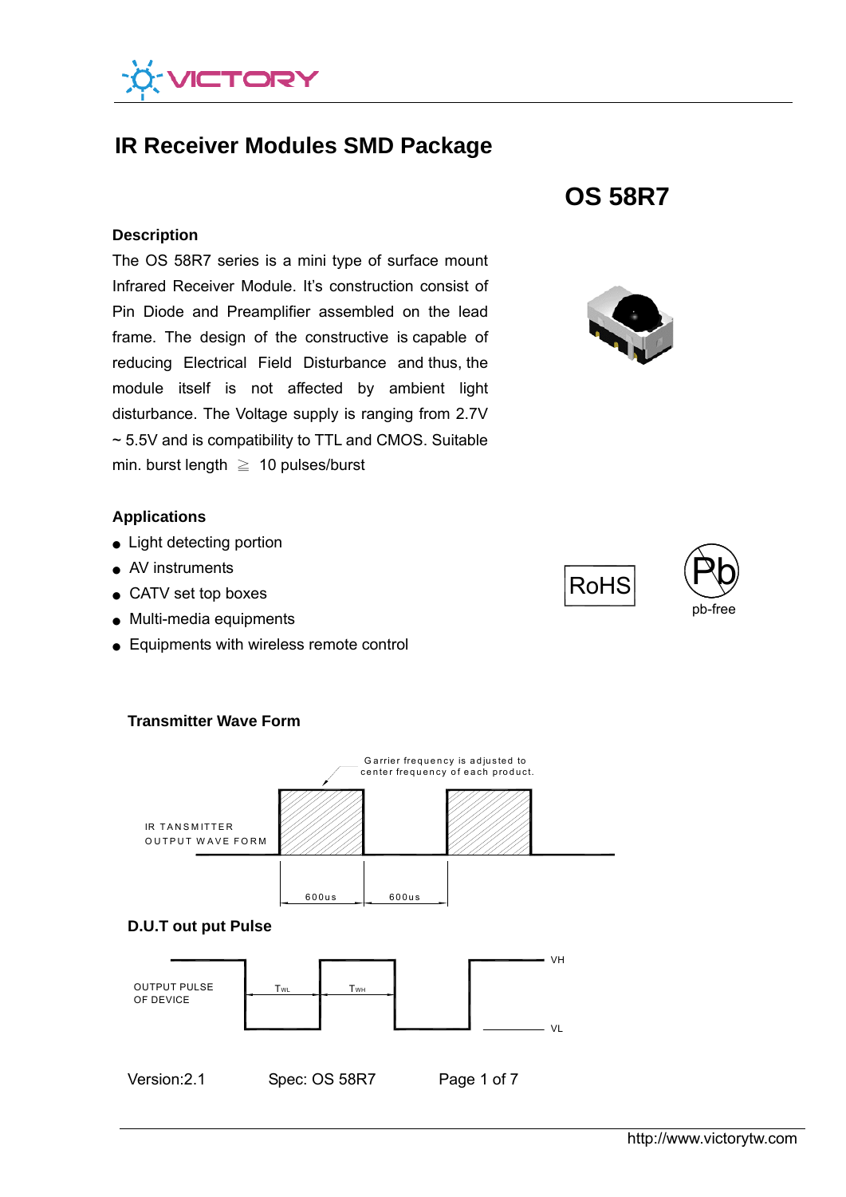# IR Receiver Modules SMD Package

## OS 58R7

### Description

The OS 58R7 series is a mini type of surface mount Infrared Receiver Module. It's construction consist of Pin Diode and Preamplifier assembled on the lead frame. The design of the constructive is capable of reducing Electrical Field Disturbance and thus, the module itself is not affected by ambient light disturbance. The Voltage supply is ranging from 2.7V ~ 5.5V and is compatibility to TTL and CMOS. Suitable min. burst length ≧ 10 pulses/burst

### Applications

- Light detecting portion
- AV instruments
- CATV set top boxes
- Multi-media equipments
- Equipments with wireless remote control

RoHS

pb-free

### Transmitter Wave Form

Garrier frequency is adjusted to center frequency of each product.

IR TANSMITTER OUTPUT WAVE FORM

600us 600us

### D.U.T out put Pulse

OUTPUT PULSE OF DEVICE

$T_{WL}$ $T_{WH}$

VH

VL

Version:2.1 Spec: OS 58R7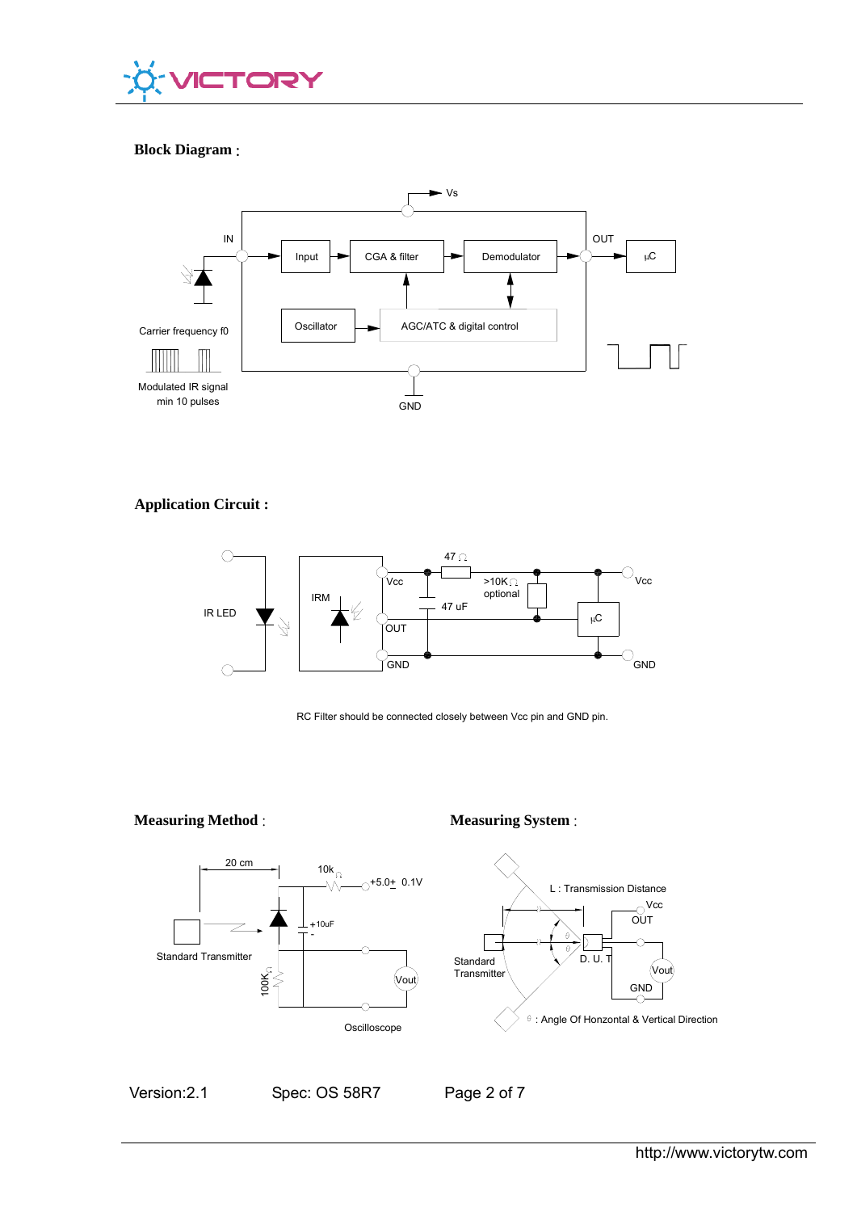## Block Diagram :

Vs

IN

Input → CGA & filter → Demodulator → OUT → μC

Oscillator → AGC/ATC & digital control

Carrier frequency f0

Modulated IR signal
min 10 pulses

GND

## Application Circuit :

IR LED

IRM

Vcc

OUT

GND

47 Ω

47 uF

>10K Ω
optional

μC

Vcc

GND

RC Filter should be connected closely between Vcc pin and GND pin.

## Measuring Method :

20 cm

10k Ω

+5.0± 0.1V

+10uF
-

100K Ω

Standard Transmitter

Vout

Oscilloscope

## Measuring System :

L : Transmission Distance

Vcc

OUT

Standard
Transmitter

D. U. T

Vout

GND

θ : Angle Of Honzontal & Vertical Direction

Version:2.1 Spec: OS 58R7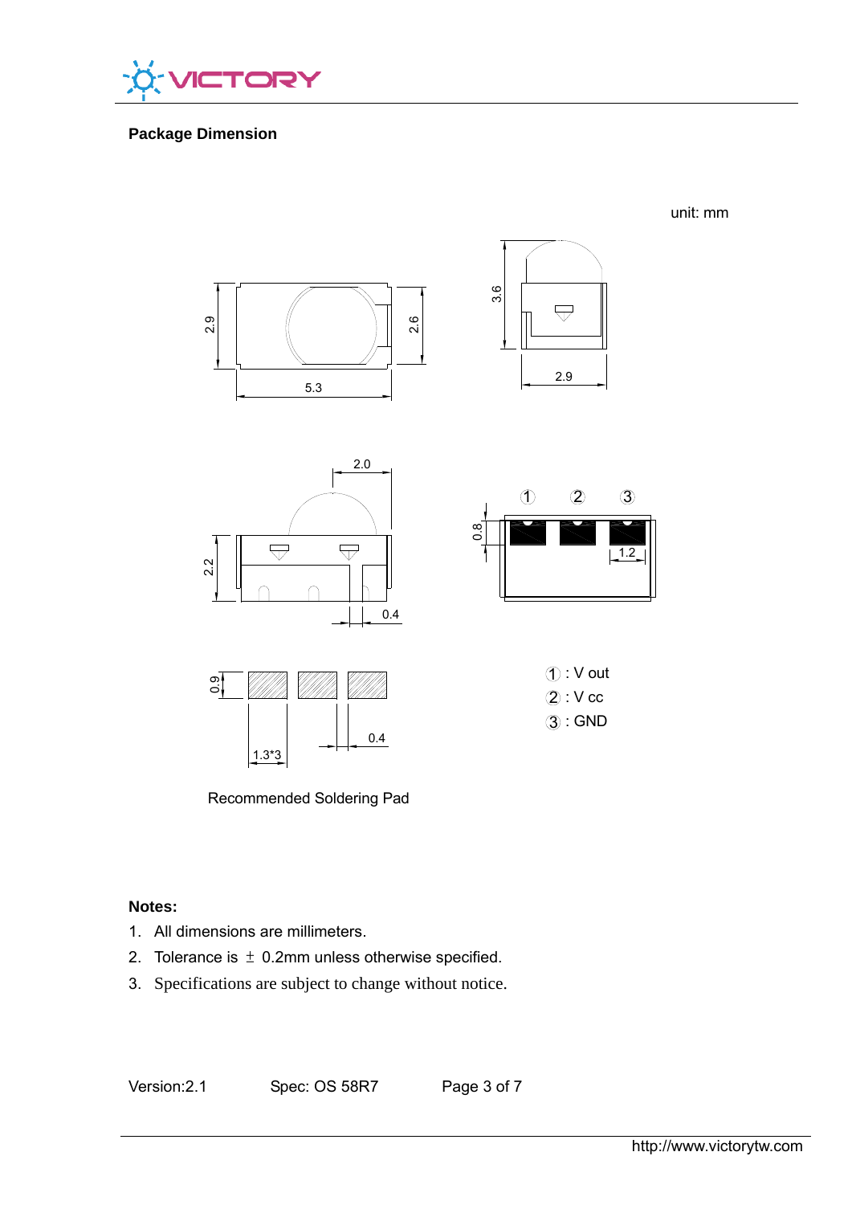## Package Dimension

unit: mm

①: V out
②: V cc
③: GND

Recommended Soldering Pad

**Notes:**

1. All dimensions are millimeters.
2. Tolerance is ± 0.2mm unless otherwise specified.
3. Specifications are subject to change without notice.

Version:2.1 Spec: OS 58R7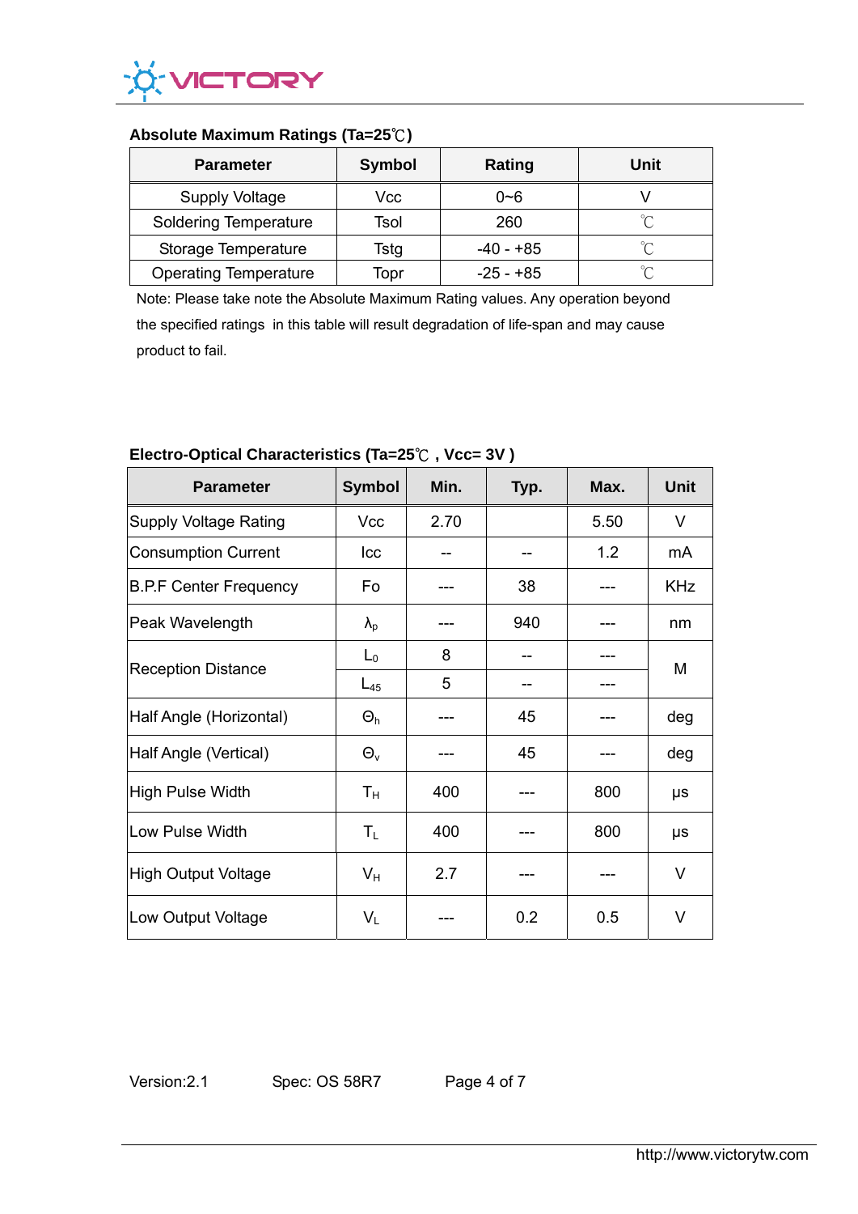### Absolute Maximum Ratings (Ta=25℃)

| Parameter | Symbol | Rating | Unit |
|---|---|---|---|
| Supply Voltage | Vcc | 0~6 | V |
| Soldering Temperature | Tsol | 260 | ℃ |
| Storage Temperature | Tstg | -40 - +85 | ℃ |
| Operating Temperature | Topr | -25 - +85 | ℃ |

Note: Please take note the Absolute Maximum Rating values. Any operation beyond the specified ratings in this table will result degradation of life-span and may cause product to fail.

### Electro-Optical Characteristics (Ta=25℃ , Vcc= 3V )

| Parameter | Symbol | Min. | Typ. | Max. | Unit |
|---|---|---|---|---|---|
| Supply Voltage Rating | Vcc | 2.70 | | 5.50 | V |
| Consumption Current | Icc | -- | -- | 1.2 | mA |
| B.P.F Center Frequency | Fo | --- | 38 | --- | KHz |
| Peak Wavelength | $\lambda_p$ | --- | 940 | --- | nm |
| Reception Distance | $L_0$ | 8 | -- | --- | M |
| | $L_{45}$ | 5 | -- | --- | |
| Half Angle (Horizontal) | $\Theta_h$ | --- | 45 | --- | deg |
| Half Angle (Vertical) | $\Theta_v$ | --- | 45 | --- | deg |
| High Pulse Width | $T_H$ | 400 | --- | 800 | μs |
| Low Pulse Width | $T_L$ | 400 | --- | 800 | μs |
| High Output Voltage | $V_H$ | 2.7 | --- | --- | V |
| Low Output Voltage | $V_L$ | --- | 0.2 | 0.5 | V |

Version:2.1 Spec: OS 58R7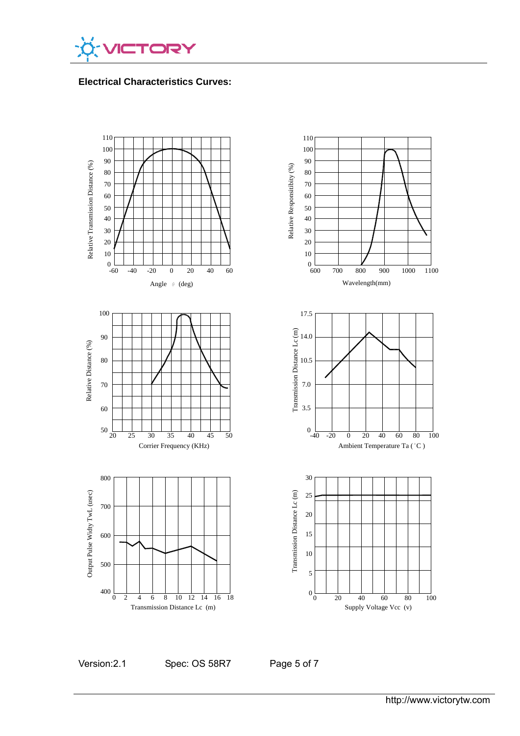## Electrical Characteristics Curves:

Relative Transmission Distance (%) vs. Angle θ (deg)

Relative Responsitibity (%) vs. Wavelength(mm)

Relative Distance (%) vs. Corrier Frequency (KHz)

Transmission Distance Lc (m) vs. Ambient Temperature Ta (°C)

Output Pulse Widty TwL (usec) vs. Transmission Distance Lc (m)

Transmission Distance Lc (m) vs. Supply Voltage Vcc (v)

Version:2.1 Spec: OS 58R7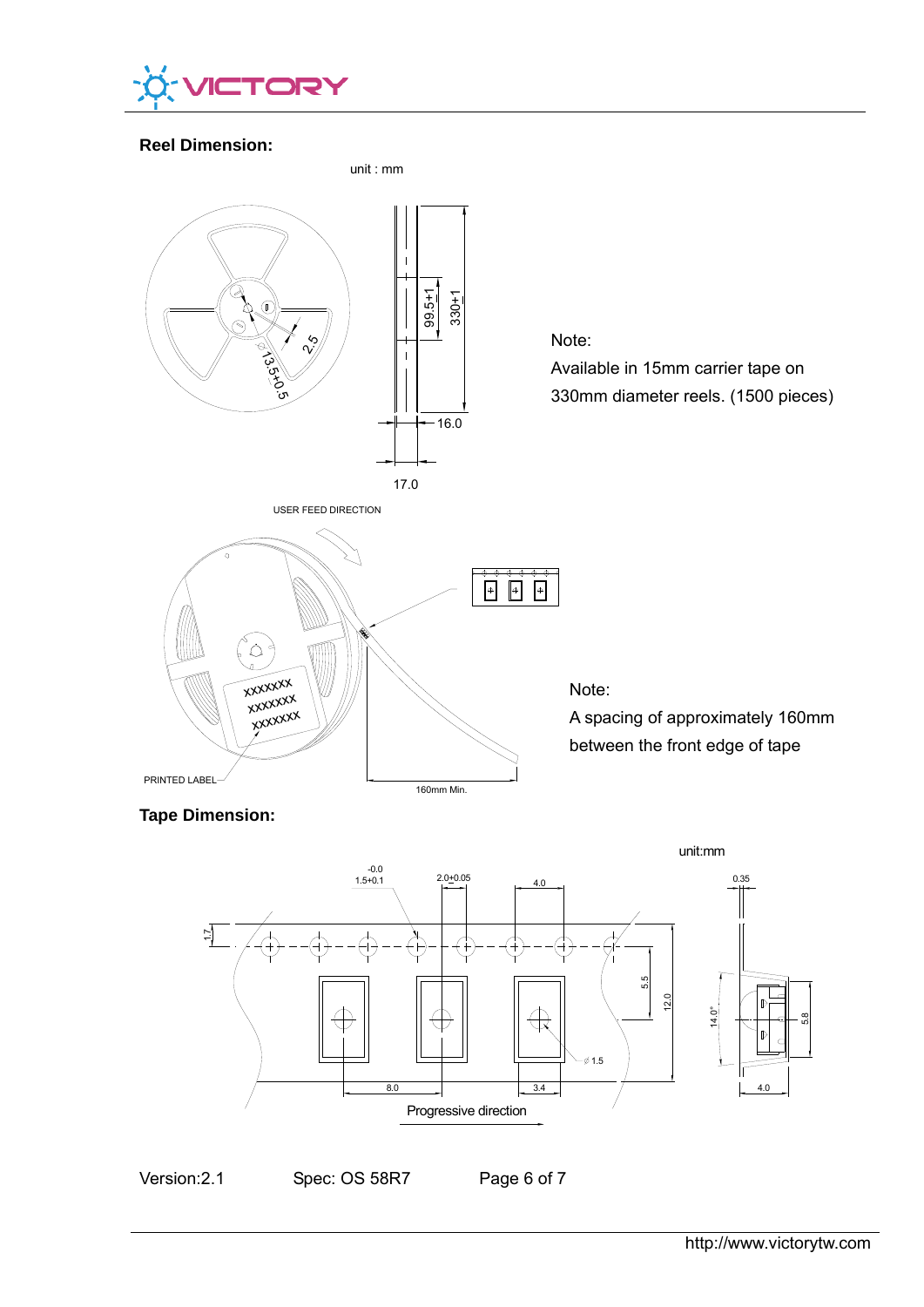## Reel Dimension:

unit : mm

Note:
Available in 15mm carrier tape on 330mm diameter reels. (1500 pieces)

Note:
A spacing of approximately 160mm between the front edge of tape

## Tape Dimension:

unit:mm

Progressive direction

Version:2.1    Spec: OS 58R7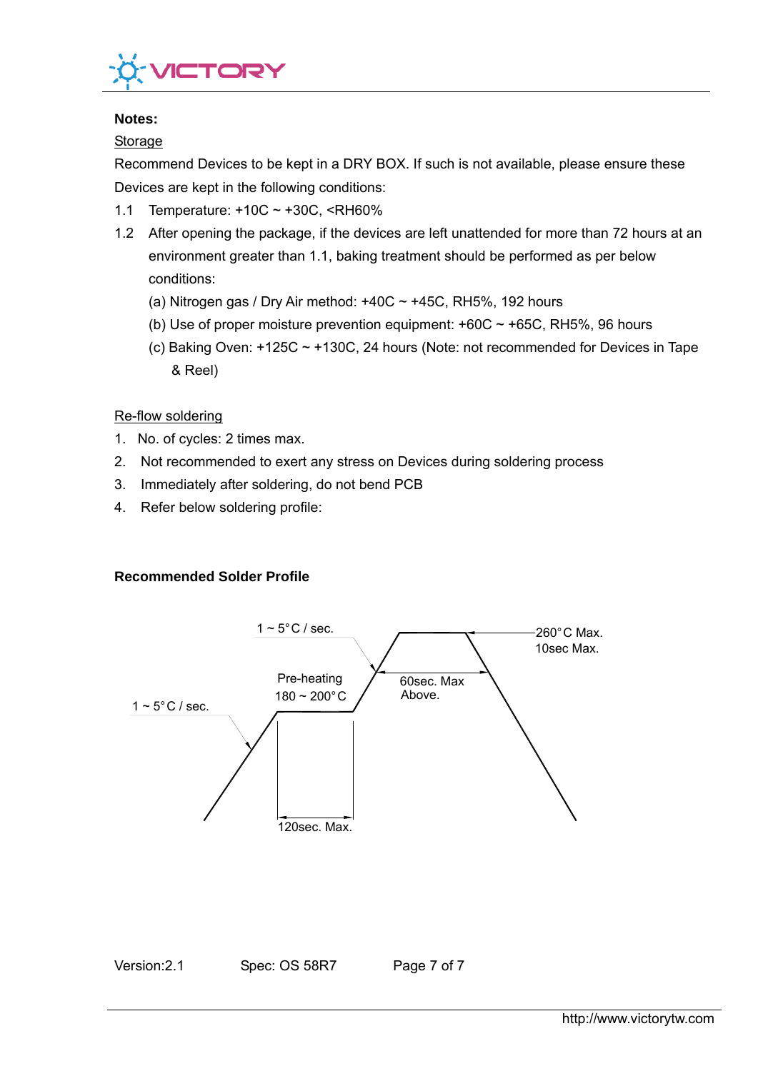**Notes:**

Storage

Recommend Devices to be kept in a DRY BOX. If such is not available, please ensure these Devices are kept in the following conditions:

1.1 Temperature: +10C ~ +30C, <RH60%

1.2 After opening the package, if the devices are left unattended for more than 72 hours at an environment greater than 1.1, baking treatment should be performed as per below conditions:

(a) Nitrogen gas / Dry Air method: +40C ~ +45C, RH5%, 192 hours

(b) Use of proper moisture prevention equipment: +60C ~ +65C, RH5%, 96 hours

(c) Baking Oven: +125C ~ +130C, 24 hours (Note: not recommended for Devices in Tape & Reel)

Re-flow soldering

1. No. of cycles: 2 times max.
2. Not recommended to exert any stress on Devices during soldering process
3. Immediately after soldering, do not bend PCB
4. Refer below soldering profile:

**Recommended Solder Profile**

1 ~ 5°C / sec.

260°C Max.
10sec Max.

Pre-heating
180 ~ 200°C

60sec. Max
Above.

1 ~ 5°C / sec.

120sec. Max.

Version:2.1 Spec: OS 58R7

http://www.victorytw.com